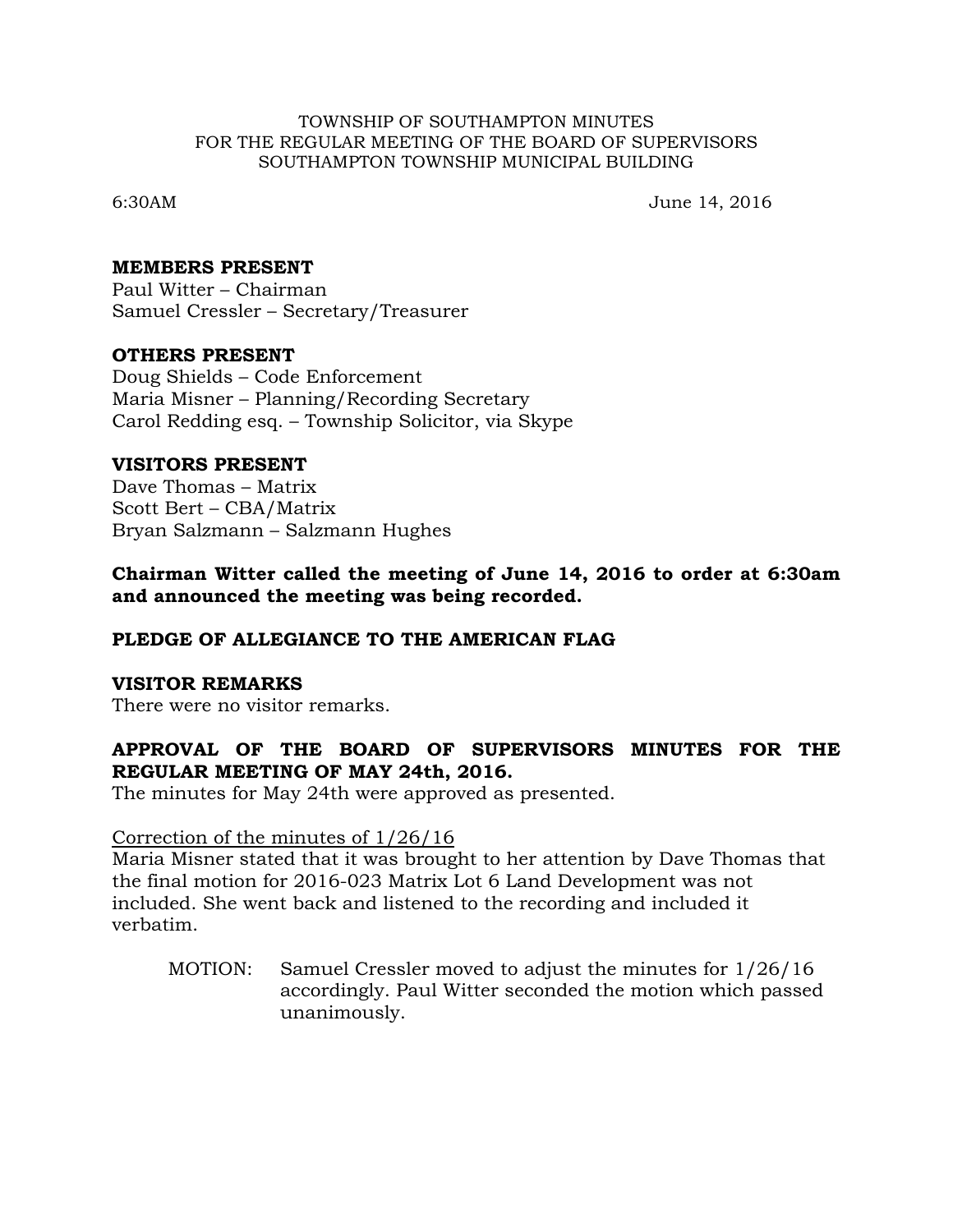TOWNSHIP OF SOUTHAMPTON MINUTES
FOR THE REGULAR MEETING OF THE BOARD OF SUPERVISORS
SOUTHAMPTON TOWNSHIP MUNICIPAL BUILDING

6:30AM June 14, 2016

**MEMBERS PRESENT**
Paul Witter – Chairman
Samuel Cressler – Secretary/Treasurer

**OTHERS PRESENT**
Doug Shields – Code Enforcement
Maria Misner – Planning/Recording Secretary
Carol Redding esq. – Township Solicitor, via Skype

**VISITORS PRESENT**
Dave Thomas – Matrix
Scott Bert – CBA/Matrix
Bryan Salzmann – Salzmann Hughes

**Chairman Witter called the meeting of June 14, 2016 to order at 6:30am and announced the meeting was being recorded.**

**PLEDGE OF ALLEGIANCE TO THE AMERICAN FLAG**

**VISITOR REMARKS**
There were no visitor remarks.

**APPROVAL OF THE BOARD OF SUPERVISORS MINUTES FOR THE REGULAR MEETING OF MAY 24th, 2016.**
The minutes for May 24th were approved as presented.

<u>Correction of the minutes of 1/26/16</u>
Maria Misner stated that it was brought to her attention by Dave Thomas that the final motion for 2016-023 Matrix Lot 6 Land Development was not included. She went back and listened to the recording and included it verbatim.

MOTION: Samuel Cressler moved to adjust the minutes for 1/26/16 accordingly. Paul Witter seconded the motion which passed unanimously.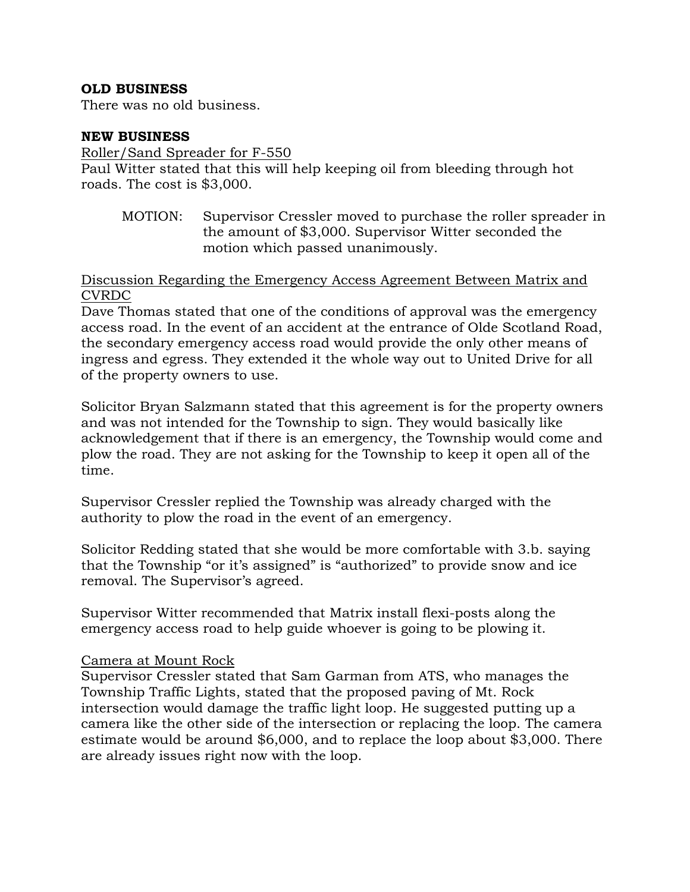**OLD BUSINESS**

There was no old business.

**NEW BUSINESS**

Roller/Sand Spreader for F-550

Paul Witter stated that this will help keeping oil from bleeding through hot roads. The cost is $3,000.

> MOTION: Supervisor Cressler moved to purchase the roller spreader in the amount of $3,000. Supervisor Witter seconded the motion which passed unanimously.

Discussion Regarding the Emergency Access Agreement Between Matrix and CVRDC

Dave Thomas stated that one of the conditions of approval was the emergency access road. In the event of an accident at the entrance of Olde Scotland Road, the secondary emergency access road would provide the only other means of ingress and egress. They extended it the whole way out to United Drive for all of the property owners to use.

Solicitor Bryan Salzmann stated that this agreement is for the property owners and was not intended for the Township to sign. They would basically like acknowledgement that if there is an emergency, the Township would come and plow the road. They are not asking for the Township to keep it open all of the time.

Supervisor Cressler replied the Township was already charged with the authority to plow the road in the event of an emergency.

Solicitor Redding stated that she would be more comfortable with 3.b. saying that the Township "or it's assigned" is "authorized" to provide snow and ice removal. The Supervisor's agreed.

Supervisor Witter recommended that Matrix install flexi-posts along the emergency access road to help guide whoever is going to be plowing it.

Camera at Mount Rock

Supervisor Cressler stated that Sam Garman from ATS, who manages the Township Traffic Lights, stated that the proposed paving of Mt. Rock intersection would damage the traffic light loop. He suggested putting up a camera like the other side of the intersection or replacing the loop. The camera estimate would be around $6,000, and to replace the loop about $3,000. There are already issues right now with the loop.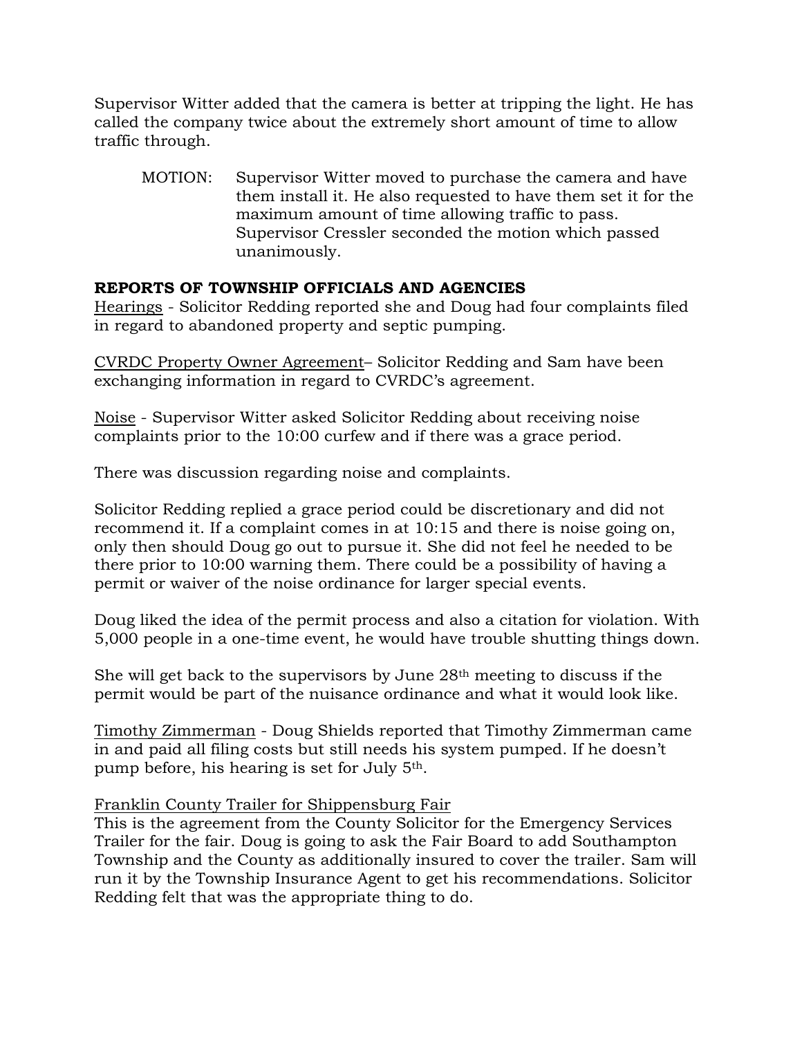Supervisor Witter added that the camera is better at tripping the light. He has called the company twice about the extremely short amount of time to allow traffic through.

> MOTION: Supervisor Witter moved to purchase the camera and have them install it. He also requested to have them set it for the maximum amount of time allowing traffic to pass. Supervisor Cressler seconded the motion which passed unanimously.

**REPORTS OF TOWNSHIP OFFICIALS AND AGENCIES**

<u>Hearings</u> - Solicitor Redding reported she and Doug had four complaints filed in regard to abandoned property and septic pumping.

<u>CVRDC Property Owner Agreement</u>– Solicitor Redding and Sam have been exchanging information in regard to CVRDC's agreement.

<u>Noise</u> - Supervisor Witter asked Solicitor Redding about receiving noise complaints prior to the 10:00 curfew and if there was a grace period.

There was discussion regarding noise and complaints.

Solicitor Redding replied a grace period could be discretionary and did not recommend it. If a complaint comes in at 10:15 and there is noise going on, only then should Doug go out to pursue it. She did not feel he needed to be there prior to 10:00 warning them. There could be a possibility of having a permit or waiver of the noise ordinance for larger special events.

Doug liked the idea of the permit process and also a citation for violation. With 5,000 people in a one-time event, he would have trouble shutting things down.

She will get back to the supervisors by June 28th meeting to discuss if the permit would be part of the nuisance ordinance and what it would look like.

<u>Timothy Zimmerman</u> - Doug Shields reported that Timothy Zimmerman came in and paid all filing costs but still needs his system pumped. If he doesn't pump before, his hearing is set for July 5th.

<u>Franklin County Trailer for Shippensburg Fair</u>
This is the agreement from the County Solicitor for the Emergency Services Trailer for the fair. Doug is going to ask the Fair Board to add Southampton Township and the County as additionally insured to cover the trailer. Sam will run it by the Township Insurance Agent to get his recommendations. Solicitor Redding felt that was the appropriate thing to do.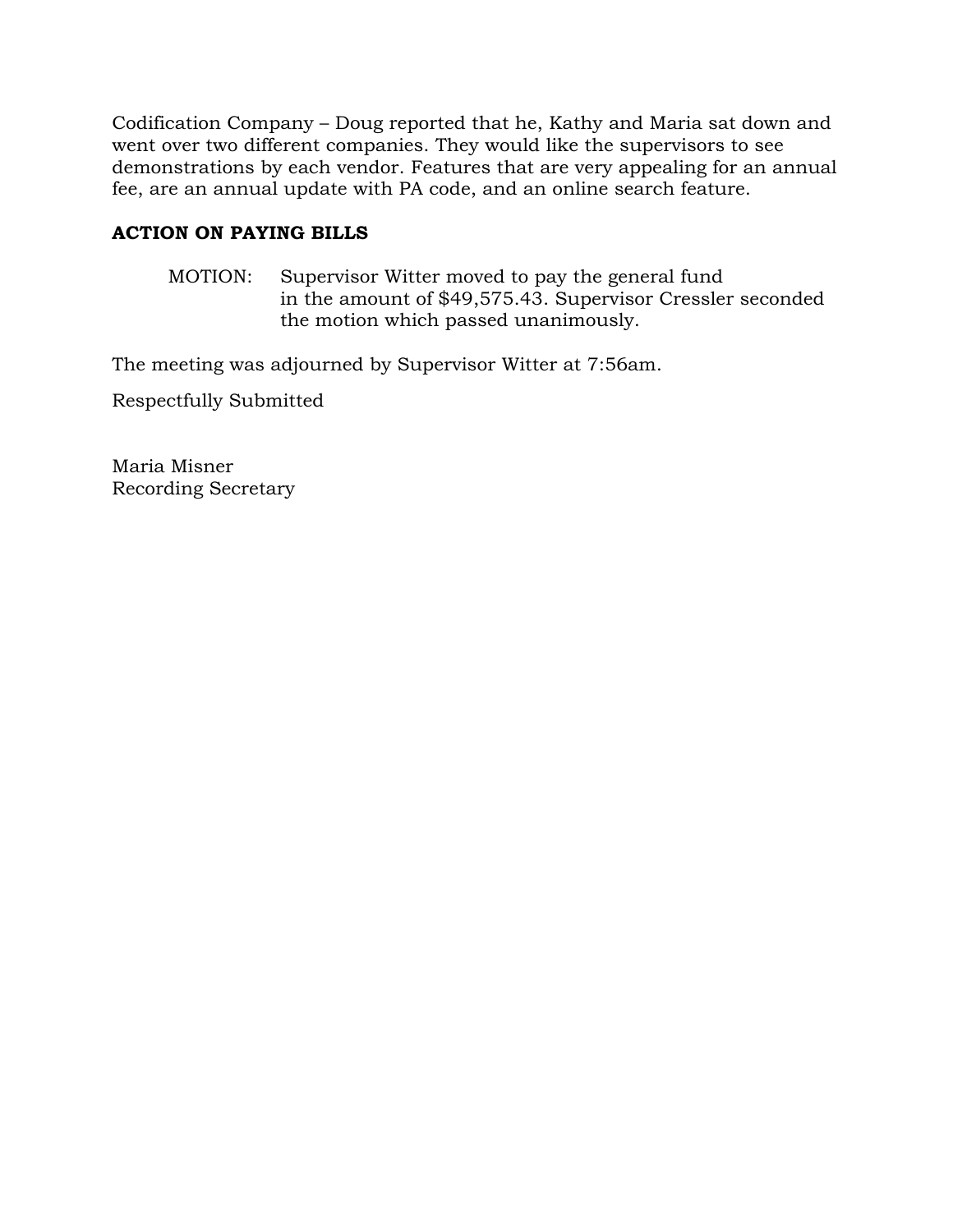Codification Company – Doug reported that he, Kathy and Maria sat down and went over two different companies. They would like the supervisors to see demonstrations by each vendor. Features that are very appealing for an annual fee, are an annual update with PA code, and an online search feature.

**ACTION ON PAYING BILLS**

MOTION: Supervisor Witter moved to pay the general fund in the amount of $49,575.43. Supervisor Cressler seconded the motion which passed unanimously.

The meeting was adjourned by Supervisor Witter at 7:56am.

Respectfully Submitted

Maria Misner
Recording Secretary